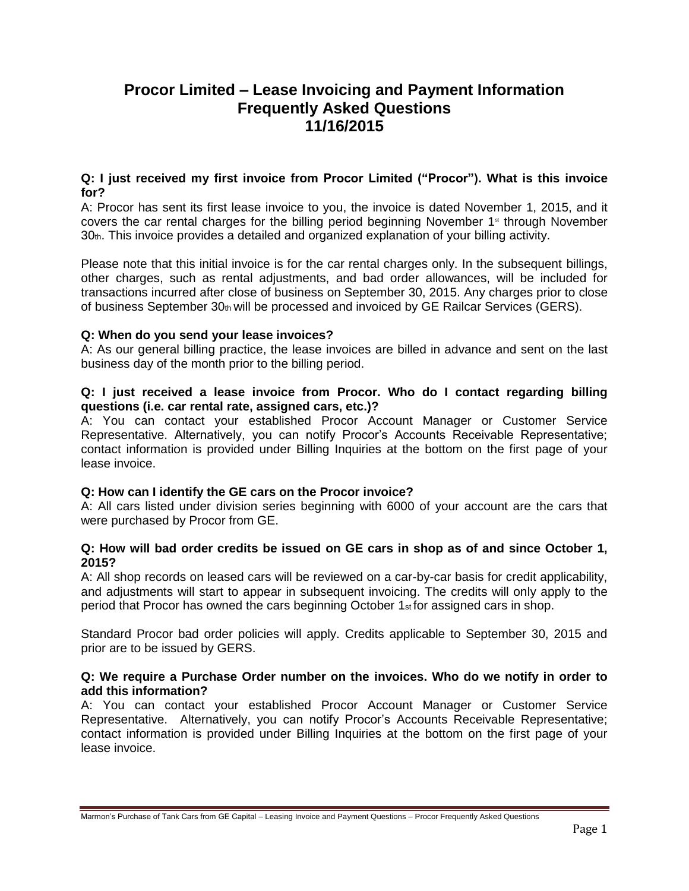# Procor Limited – Lease Invoicing and Payment Information
# Frequently Asked Questions
# 11/16/2015

**Q: I just received my first invoice from Procor Limited ("Procor"). What is this invoice for?**

A: Procor has sent its first lease invoice to you, the invoice is dated November 1, 2015, and it covers the car rental charges for the billing period beginning November 1st through November 30th. This invoice provides a detailed and organized explanation of your billing activity.

Please note that this initial invoice is for the car rental charges only. In the subsequent billings, other charges, such as rental adjustments, and bad order allowances, will be included for transactions incurred after close of business on September 30, 2015. Any charges prior to close of business September 30th will be processed and invoiced by GE Railcar Services (GERS).

**Q: When do you send your lease invoices?**

A: As our general billing practice, the lease invoices are billed in advance and sent on the last business day of the month prior to the billing period.

**Q: I just received a lease invoice from Procor. Who do I contact regarding billing questions (i.e. car rental rate, assigned cars, etc.)?**

A: You can contact your established Procor Account Manager or Customer Service Representative. Alternatively, you can notify Procor's Accounts Receivable Representative; contact information is provided under Billing Inquiries at the bottom on the first page of your lease invoice.

**Q: How can I identify the GE cars on the Procor invoice?**

A: All cars listed under division series beginning with 6000 of your account are the cars that were purchased by Procor from GE.

**Q: How will bad order credits be issued on GE cars in shop as of and since October 1, 2015?**

A: All shop records on leased cars will be reviewed on a car-by-car basis for credit applicability, and adjustments will start to appear in subsequent invoicing. The credits will only apply to the period that Procor has owned the cars beginning October 1st for assigned cars in shop.

Standard Procor bad order policies will apply. Credits applicable to September 30, 2015 and prior are to be issued by GERS.

**Q: We require a Purchase Order number on the invoices. Who do we notify in order to add this information?**

A: You can contact your established Procor Account Manager or Customer Service Representative. Alternatively, you can notify Procor's Accounts Receivable Representative; contact information is provided under Billing Inquiries at the bottom on the first page of your lease invoice.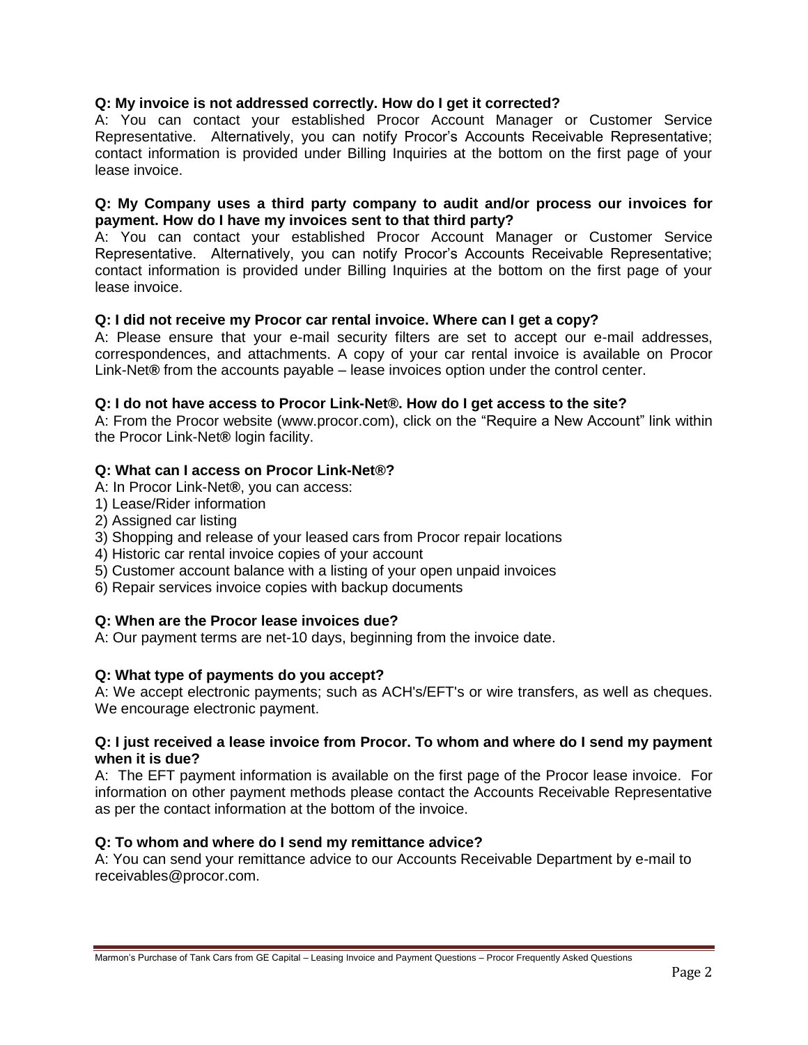**Q: My invoice is not addressed correctly. How do I get it corrected?**
A: You can contact your established Procor Account Manager or Customer Service Representative. Alternatively, you can notify Procor's Accounts Receivable Representative; contact information is provided under Billing Inquiries at the bottom on the first page of your lease invoice.

**Q: My Company uses a third party company to audit and/or process our invoices for payment. How do I have my invoices sent to that third party?**
A: You can contact your established Procor Account Manager or Customer Service Representative. Alternatively, you can notify Procor's Accounts Receivable Representative; contact information is provided under Billing Inquiries at the bottom on the first page of your lease invoice.

**Q: I did not receive my Procor car rental invoice. Where can I get a copy?**
A: Please ensure that your e-mail security filters are set to accept our e-mail addresses, correspondences, and attachments. A copy of your car rental invoice is available on Procor Link-Net® from the accounts payable – lease invoices option under the control center.

**Q: I do not have access to Procor Link-Net®. How do I get access to the site?**
A: From the Procor website (www.procor.com), click on the "Require a New Account" link within the Procor Link-Net® login facility.

**Q: What can I access on Procor Link-Net®?**
A: In Procor Link-Net®, you can access:
1) Lease/Rider information
2) Assigned car listing
3) Shopping and release of your leased cars from Procor repair locations
4) Historic car rental invoice copies of your account
5) Customer account balance with a listing of your open unpaid invoices
6) Repair services invoice copies with backup documents

**Q: When are the Procor lease invoices due?**
A: Our payment terms are net-10 days, beginning from the invoice date.

**Q: What type of payments do you accept?**
A: We accept electronic payments; such as ACH's/EFT's or wire transfers, as well as cheques. We encourage electronic payment.

**Q: I just received a lease invoice from Procor. To whom and where do I send my payment when it is due?**
A: The EFT payment information is available on the first page of the Procor lease invoice. For information on other payment methods please contact the Accounts Receivable Representative as per the contact information at the bottom of the invoice.

**Q: To whom and where do I send my remittance advice?**
A: You can send your remittance advice to our Accounts Receivable Department by e-mail to receivables@procor.com.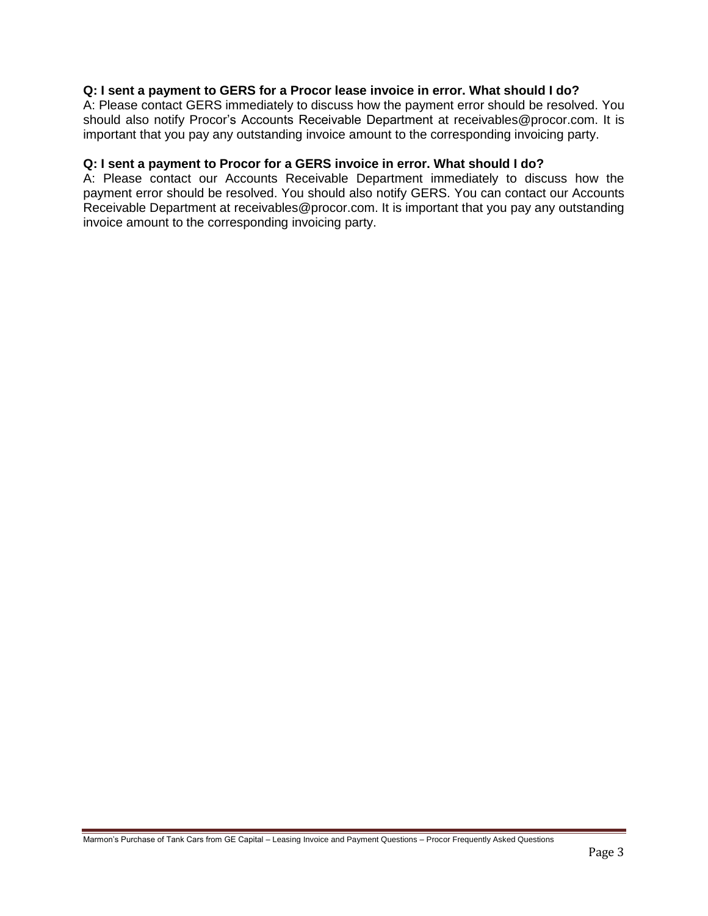**Q: I sent a payment to GERS for a Procor lease invoice in error. What should I do?**
A: Please contact GERS immediately to discuss how the payment error should be resolved. You should also notify Procor's Accounts Receivable Department at receivables@procor.com. It is important that you pay any outstanding invoice amount to the corresponding invoicing party.

**Q: I sent a payment to Procor for a GERS invoice in error. What should I do?**
A: Please contact our Accounts Receivable Department immediately to discuss how the payment error should be resolved. You should also notify GERS. You can contact our Accounts Receivable Department at receivables@procor.com. It is important that you pay any outstanding invoice amount to the corresponding invoicing party.